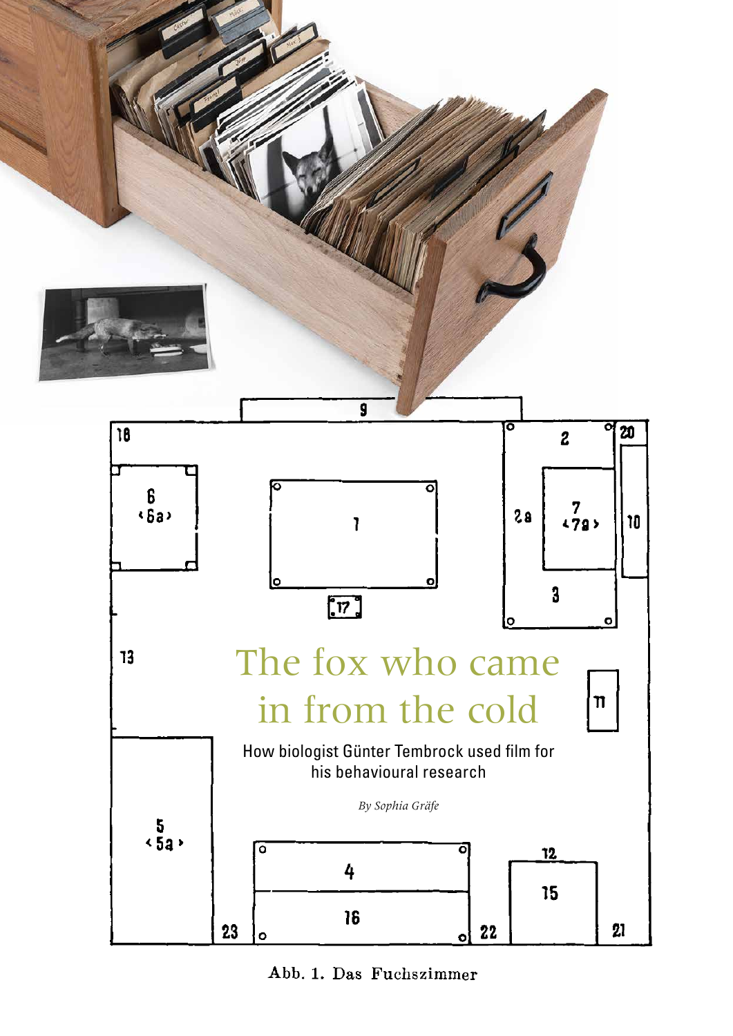# The fox who came in from the cold

How biologist Günter Tembrock used film for his behavioural research

*By Sophia Gräfe*

Abb. 1. Das Fuchszimmer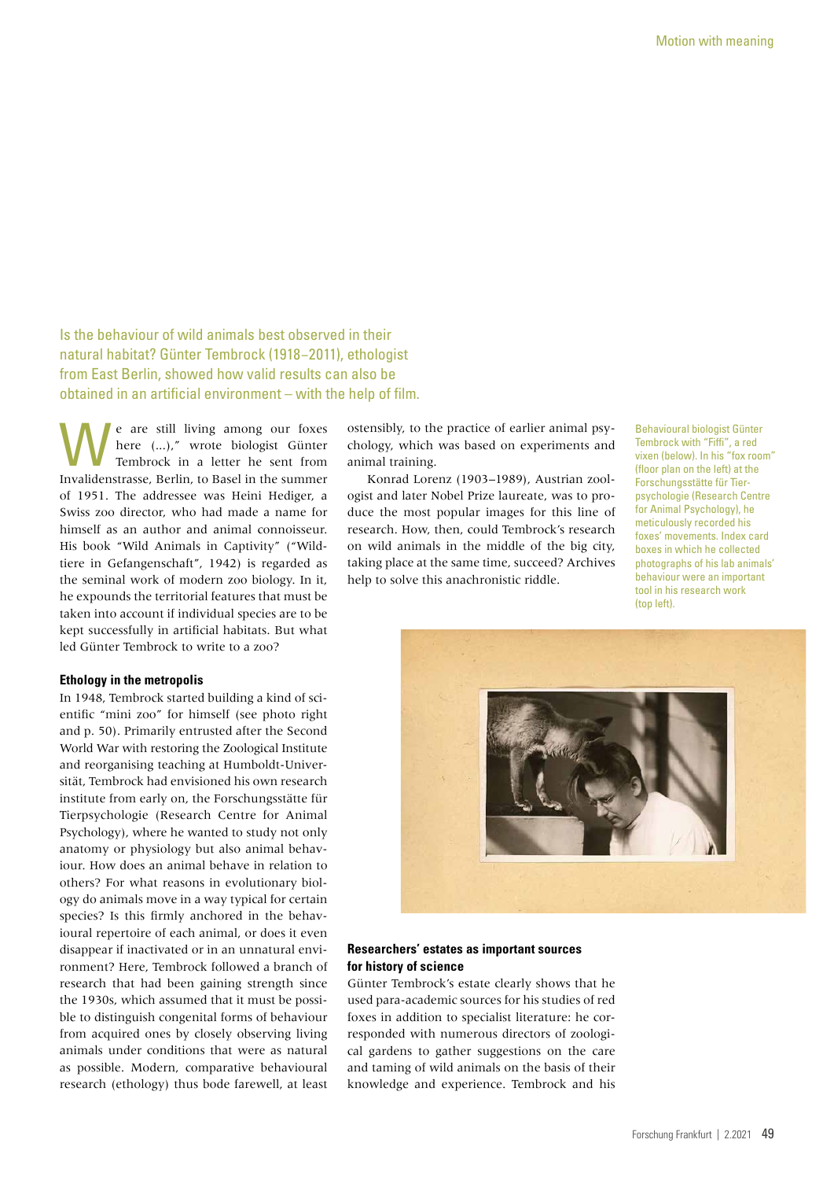Is the behaviour of wild animals best observed in their natural habitat? Günter Tembrock (1918–2011), ethologist from East Berlin, showed how valid results can also be obtained in an artificial environment – with the help of film.

"We are still living among our foxes here (...)," wrote biologist Günter Tembrock in a letter he sent from Invalidenstrasse, Berlin, to Basel in the summer of 1951. The addressee was Heini Hediger, a Swiss zoo director, who had made a name for himself as an author and animal connoisseur. His book "Wild Animals in Captivity" ("Wildtiere in Gefangenschaft", 1942) is regarded as the seminal work of modern zoo biology. In it, he expounds the territorial features that must be taken into account if individual species are to be kept successfully in artificial habitats. But what led Günter Tembrock to write to a zoo?

#### Ethology in the metropolis

In 1948, Tembrock started building a kind of scientific "mini zoo" for himself (see photo right and p. 50). Primarily entrusted after the Second World War with restoring the Zoological Institute and reorganising teaching at Humboldt-Universität, Tembrock had envisioned his own research institute from early on, the Forschungsstätte für Tierpsychologie (Research Centre for Animal Psychology), where he wanted to study not only anatomy or physiology but also animal behaviour. How does an animal behave in relation to others? For what reasons in evolutionary biology do animals move in a way typical for certain species? Is this firmly anchored in the behavioural repertoire of each animal, or does it even disappear if inactivated or in an unnatural environment? Here, Tembrock followed a branch of research that had been gaining strength since the 1930s, which assumed that it must be possible to distinguish congenital forms of behaviour from acquired ones by closely observing living animals under conditions that were as natural as possible. Modern, comparative behavioural research (ethology) thus bode farewell, at least ostensibly, to the practice of earlier animal psychology, which was based on experiments and animal training.

Konrad Lorenz (1903–1989), Austrian zoologist and later Nobel Prize laureate, was to produce the most popular images for this line of research. How, then, could Tembrock's research on wild animals in the middle of the big city, taking place at the same time, succeed? Archives help to solve this anachronistic riddle.

Behavioural biologist Günter Tembrock with "Fiffi", a red vixen (below). In his "fox room" (floor plan on the left) at the Forschungsstätte für Tierpsychologie (Research Centre for Animal Psychology), he meticulously recorded his foxes' movements. Index card boxes in which he collected photographs of his lab animals' behaviour were an important tool in his research work (top left).

#### Researchers' estates as important sources for history of science

Günter Tembrock's estate clearly shows that he used para-academic sources for his studies of red foxes in addition to specialist literature: he corresponded with numerous directors of zoological gardens to gather suggestions on the care and taming of wild animals on the basis of their knowledge and experience. Tembrock and his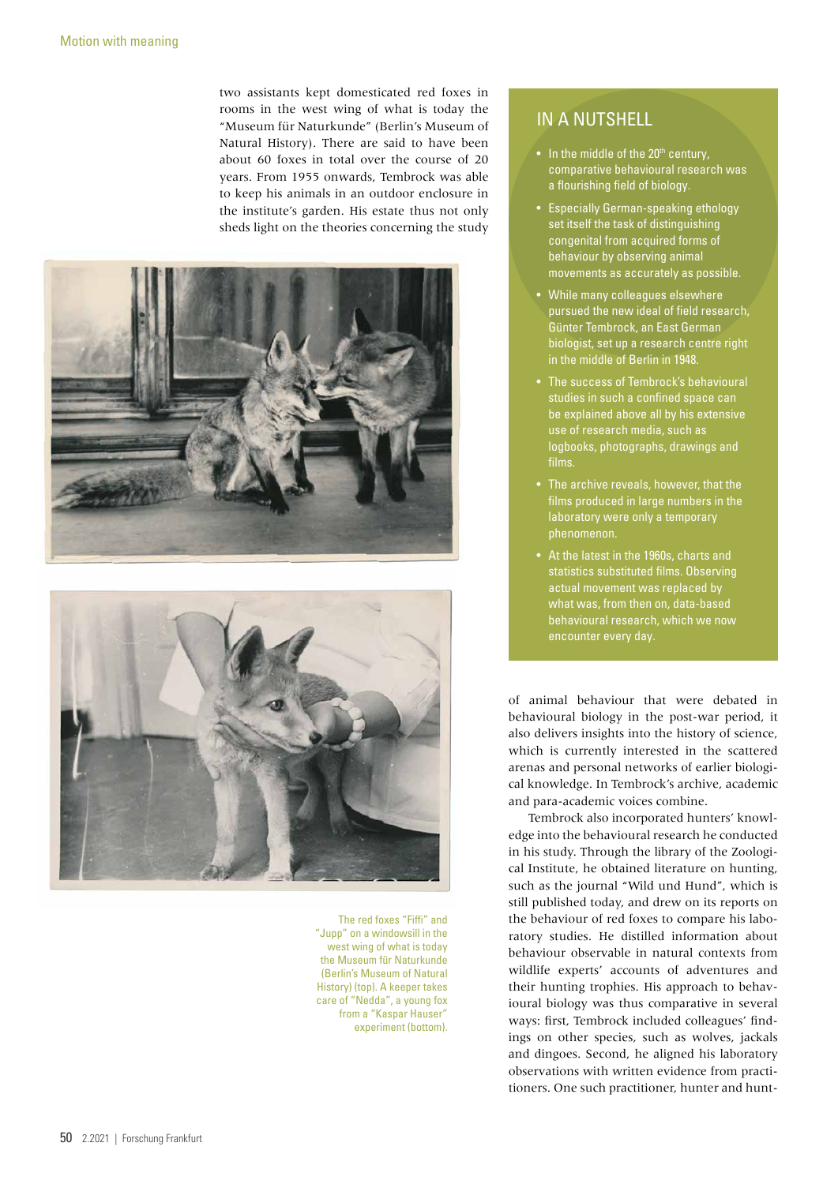two assistants kept domesticated red foxes in rooms in the west wing of what is today the "Museum für Naturkunde" (Berlin's Museum of Natural History). There are said to have been about 60 foxes in total over the course of 20 years. From 1955 onwards, Tembrock was able to keep his animals in an outdoor enclosure in the institute's garden. His estate thus not only sheds light on the theories concerning the study of animal behaviour that were debated in behavioural biology in the post-war period, it also delivers insights into the history of science, which is currently interested in the scattered arenas and personal networks of earlier biological knowledge. In Tembrock's archive, academic and para-academic voices combine.

The red foxes "Fiffi" and "Jupp" on a windowsill in the west wing of what is today the Museum für Naturkunde (Berlin's Museum of Natural History) (top). A keeper takes care of "Nedda", a young fox from a "Kaspar Hauser" experiment (bottom).

## IN A NUTSHELL

- In the middle of the 20th century, comparative behavioural research was a flourishing field of biology.
- Especially German-speaking ethology set itself the task of distinguishing congenital from acquired forms of behaviour by observing animal movements as accurately as possible.
- While many colleagues elsewhere pursued the new ideal of field research, Günter Tembrock, an East German biologist, set up a research centre right in the middle of Berlin in 1948.
- The success of Tembrock's behavioural studies in such a confined space can be explained above all by his extensive use of research media, such as logbooks, photographs, drawings and films.
- The archive reveals, however, that the films produced in large numbers in the laboratory were only a temporary phenomenon.
- At the latest in the 1960s, charts and statistics substituted films. Observing actual movement was replaced by what was, from then on, data-based behavioural research, which we now encounter every day.

Tembrock also incorporated hunters' knowledge into the behavioural research he conducted in his study. Through the library of the Zoological Institute, he obtained literature on hunting, such as the journal "Wild und Hund", which is still published today, and drew on its reports on the behaviour of red foxes to compare his laboratory studies. He distilled information about behaviour observable in natural contexts from wildlife experts' accounts of adventures and their hunting trophies. His approach to behavioural biology was thus comparative in several ways: first, Tembrock included colleagues' findings on other species, such as wolves, jackals and dingoes. Second, he aligned his laboratory observations with written evidence from practitioners. One such practitioner, hunter and hunt-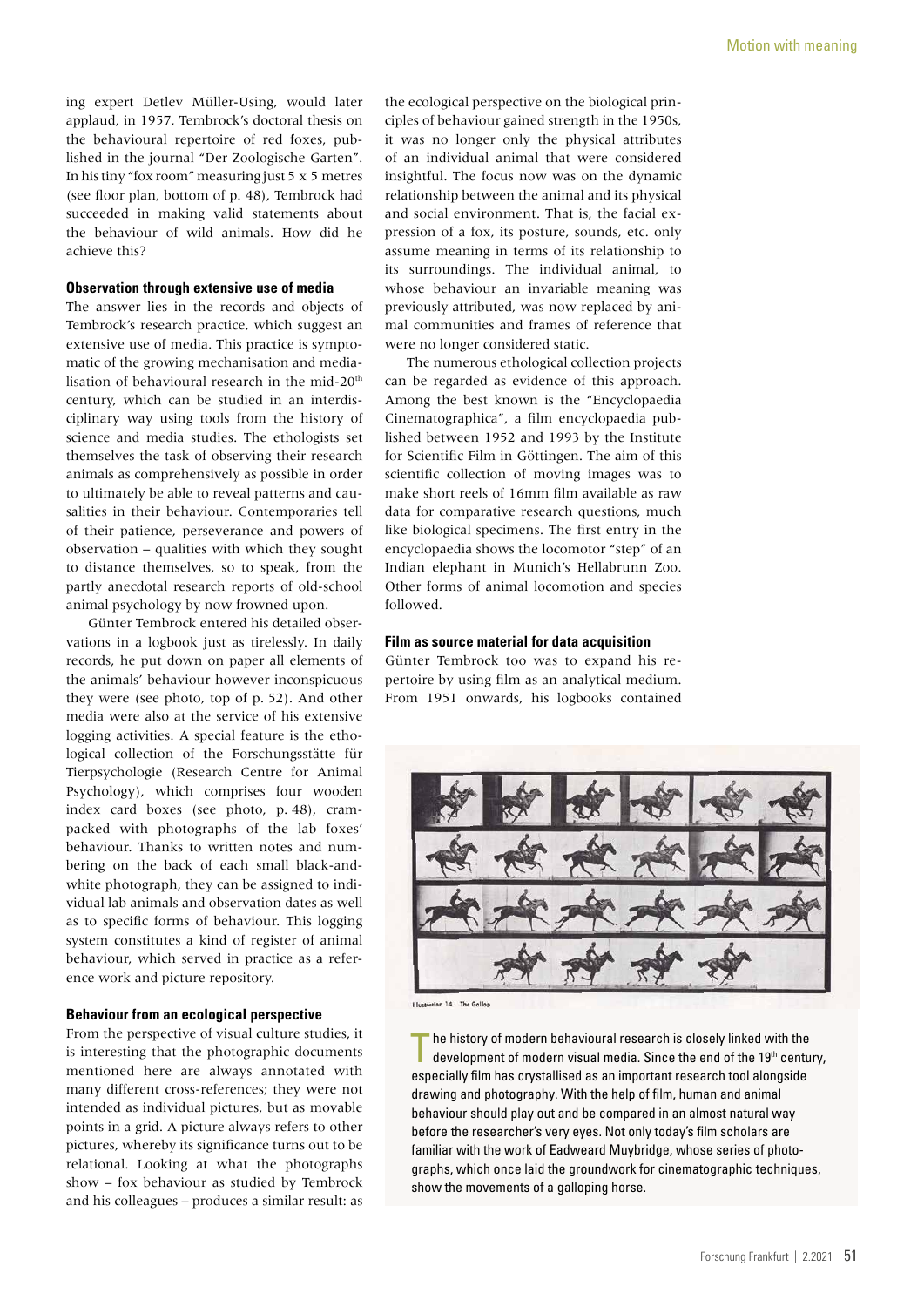ing expert Detlev Müller-Using, would later applaud, in 1957, Tembrock's doctoral thesis on the behavioural repertoire of red foxes, published in the journal "Der Zoologische Garten". In his tiny "fox room" measuring just 5 x 5 metres (see floor plan, bottom of p. 48), Tembrock had succeeded in making valid statements about the behaviour of wild animals. How did he achieve this?

### Observation through extensive use of media

The answer lies in the records and objects of Tembrock's research practice, which suggest an extensive use of media. This practice is symptomatic of the growing mechanisation and medialisation of behavioural research in the mid-20th century, which can be studied in an interdisciplinary way using tools from the history of science and media studies. The ethologists set themselves the task of observing their research animals as comprehensively as possible in order to ultimately be able to reveal patterns and causalities in their behaviour. Contemporaries tell of their patience, perseverance and powers of observation – qualities with which they sought to distance themselves, so to speak, from the partly anecdotal research reports of old-school animal psychology by now frowned upon.

Günter Tembrock entered his detailed observations in a logbook just as tirelessly. In daily records, he put down on paper all elements of the animals' behaviour however inconspicuous they were (see photo, top of p. 52). And other media were also at the service of his extensive logging activities. A special feature is the ethological collection of the Forschungsstätte für Tierpsychologie (Research Centre for Animal Psychology), which comprises four wooden index card boxes (see photo, p. 48), crampacked with photographs of the lab foxes' behaviour. Thanks to written notes and numbering on the back of each small black-and-white photograph, they can be assigned to individual lab animals and observation dates as well as to specific forms of behaviour. This logging system constitutes a kind of register of animal behaviour, which served in practice as a reference work and picture repository.

### Behaviour from an ecological perspective

From the perspective of visual culture studies, it is interesting that the photographic documents mentioned here are always annotated with many different cross-references; they were not intended as individual pictures, but as movable points in a grid. A picture always refers to other pictures, whereby its significance turns out to be relational. Looking at what the photographs show – fox behaviour as studied by Tembrock and his colleagues – produces a similar result: as the ecological perspective on the biological principles of behaviour gained strength in the 1950s, it was no longer only the physical attributes of an individual animal that were considered insightful. The focus now was on the dynamic relationship between the animal and its physical and social environment. That is, the facial expression of a fox, its posture, sounds, etc. only assume meaning in terms of its relationship to its surroundings. The individual animal, to whose behaviour an invariable meaning was previously attributed, was now replaced by animal communities and frames of reference that were no longer considered static.

The numerous ethological collection projects can be regarded as evidence of this approach. Among the best known is the "Encyclopaedia Cinematographica", a film encyclopaedia published between 1952 and 1993 by the Institute for Scientific Film in Göttingen. The aim of this scientific collection of moving images was to make short reels of 16mm film available as raw data for comparative research questions, much like biological specimens. The first entry in the encyclopaedia shows the locomotor "step" of an Indian elephant in Munich's Hellabrunn Zoo. Other forms of animal locomotion and species followed.

### Film as source material for data acquisition

Günter Tembrock too was to expand his repertoire by using film as an analytical medium. From 1951 onwards, his logbooks contained

Illustration 14. The Gallop

The history of modern behavioural research is closely linked with the development of modern visual media. Since the end of the 19th century, especially film has crystallised as an important research tool alongside drawing and photography. With the help of film, human and animal behaviour should play out and be compared in an almost natural way before the researcher's very eyes. Not only today's film scholars are familiar with the work of Eadweard Muybridge, whose series of photographs, which once laid the groundwork for cinematographic techniques, show the movements of a galloping horse.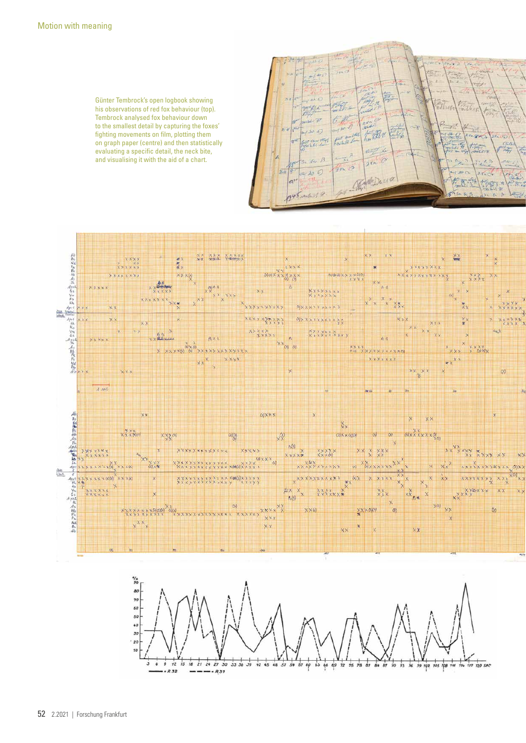Günter Tembrock's open logbook showing his observations of red fox behaviour (top). Tembrock analysed fox behaviour down to the smallest detail by capturing the foxes' fighting movements on film, plotting them on graph paper (centre) and then statistically evaluating a specific detail, the neck bite, and visualising it with the aid of a chart.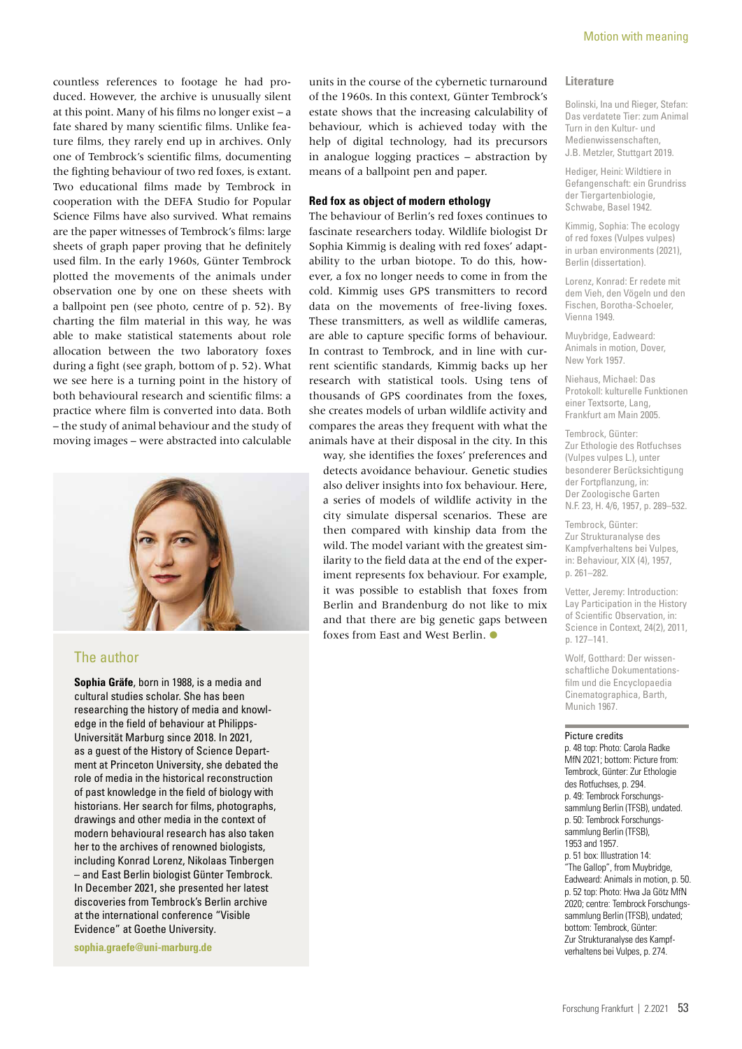countless references to footage he had produced. However, the archive is unusually silent at this point. Many of his films no longer exist – a fate shared by many scientific films. Unlike feature films, they rarely end up in archives. Only one of Tembrock's scientific films, documenting the fighting behaviour of two red foxes, is extant. Two educational films made by Tembrock in cooperation with the DEFA Studio for Popular Science Films have also survived. What remains are the paper witnesses of Tembrock's films: large sheets of graph paper proving that he definitely used film. In the early 1960s, Günter Tembrock plotted the movements of the animals under observation one by one on these sheets with a ballpoint pen (see photo, centre of p. 52). By charting the film material in this way, he was able to make statistical statements about role allocation between the two laboratory foxes during a fight (see graph, bottom of p. 52). What we see here is a turning point in the history of both behavioural research and scientific films: a practice where film is converted into data. Both – the study of animal behaviour and the study of moving images – were abstracted into calculable units in the course of the cybernetic turnaround of the 1960s. In this context, Günter Tembrock's estate shows that the increasing calculability of behaviour, which is achieved today with the help of digital technology, had its precursors in analogue logging practices – abstraction by means of a ballpoint pen and paper.

### Red fox as object of modern ethology

The behaviour of Berlin's red foxes continues to fascinate researchers today. Wildlife biologist Dr Sophia Kimmig is dealing with red foxes' adaptability to the urban biotope. To do this, however, a fox no longer needs to come in from the cold. Kimmig uses GPS transmitters to record data on the movements of free-living foxes. These transmitters, as well as wildlife cameras, are able to capture specific forms of behaviour. In contrast to Tembrock, and in line with current scientific standards, Kimmig backs up her research with statistical tools. Using tens of thousands of GPS coordinates from the foxes, she creates models of urban wildlife activity and compares the areas they frequent with what the animals have at their disposal in the city. In this way, she identifies the foxes' preferences and detects avoidance behaviour. Genetic studies also deliver insights into fox behaviour. Here, a series of models of wildlife activity in the city simulate dispersal scenarios. These are then compared with kinship data from the wild. The model variant with the greatest similarity to the field data at the end of the experiment represents fox behaviour. For example, it was possible to establish that foxes from Berlin and Brandenburg do not like to mix and that there are big genetic gaps between foxes from East and West Berlin.

## The author

**Sophia Gräfe**, born in 1988, is a media and cultural studies scholar. She has been researching the history of media and knowledge in the field of behaviour at Philipps-Universität Marburg since 2018. In 2021, as a guest of the History of Science Department at Princeton University, she debated the role of media in the historical reconstruction of past knowledge in the field of biology with historians. Her search for films, photographs, drawings and other media in the context of modern behavioural research has also taken her to the archives of renowned biologists, including Konrad Lorenz, Nikolaas Tinbergen – and East Berlin biologist Günter Tembrock. In December 2021, she presented her latest discoveries from Tembrock's Berlin archive at the international conference "Visible Evidence" at Goethe University.

**sophia.graefe@uni-marburg.de**

## Literature

Bolinski, Ina und Rieger, Stefan: Das verdatete Tier: zum Animal Turn in den Kultur- und Medienwissenschaften, J.B. Metzler, Stuttgart 2019.

Hediger, Heini: Wildtiere in Gefangenschaft: ein Grundriss der Tiergartenbiologie, Schwabe, Basel 1942.

Kimmig, Sophia: The ecology of red foxes (Vulpes vulpes) in urban environments (2021), Berlin (dissertation).

Lorenz, Konrad: Er redete mit dem Vieh, den Vögeln und den Fischen, Borotha-Schoeler, Vienna 1949.

Muybridge, Eadweard: Animals in motion, Dover, New York 1957.

Niehaus, Michael: Das Protokoll: kulturelle Funktionen einer Textsorte, Lang, Frankfurt am Main 2005.

Tembrock, Günter: Zur Ethologie des Rotfuchses (Vulpes vulpes L.), unter besonderer Berücksichtigung der Fortpflanzung, in: Der Zoologische Garten N.F. 23, H. 4/6, 1957, p. 289–532.

Tembrock, Günter: Zur Strukturanalyse des Kampfverhaltens bei Vulpes, in: Behaviour, XIX (4), 1957, p. 261–282.

Vetter, Jeremy: Introduction: Lay Participation in the History of Scientific Observation, in: Science in Context, 24(2), 2011, p. 127–141.

Wolf, Gotthard: Der wissenschaftliche Dokumentationsfilm und die Encyclopaedia Cinematographica, Barth, Munich 1967.

### Picture credits

p. 48 top: Photo: Carola Radke MfN 2021; bottom: Picture from: Tembrock, Günter: Zur Ethologie des Rotfuchses, p. 294.
p. 49: Tembrock Forschungssammlung Berlin (TFSB), undated.
p. 50: Tembrock Forschungssammlung Berlin (TFSB), 1953 and 1957.
p. 51 box: Illustration 14: "The Gallop", from Muybridge, Eadweard: Animals in motion, p. 50.
p. 52 top: Photo: Hwa Ja Götz MfN 2020; centre: Tembrock Forschungssammlung Berlin (TFSB), undated; bottom: Tembrock, Günter: Zur Strukturanalyse des Kampfverhaltens bei Vulpes, p. 274.